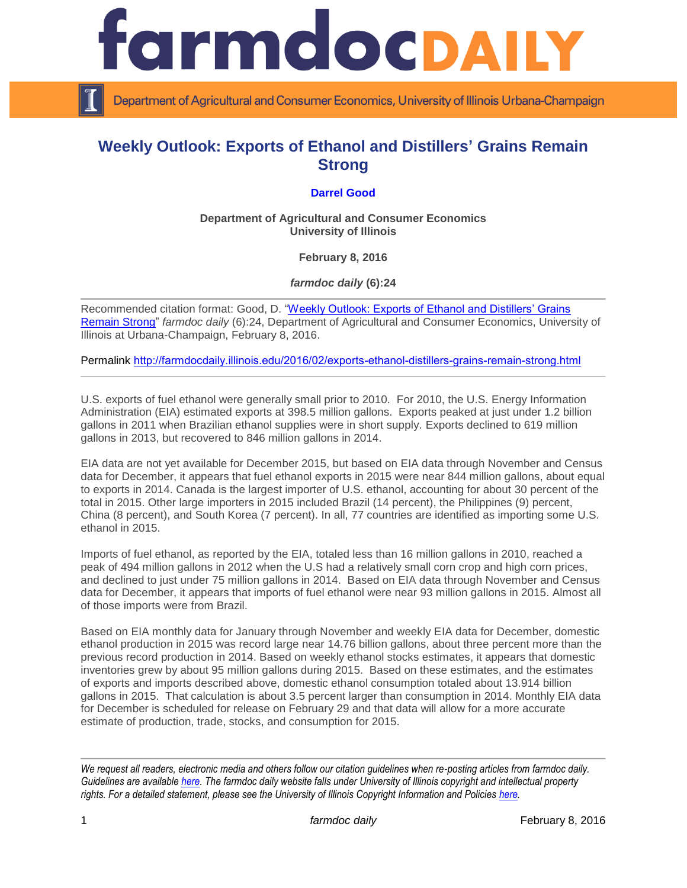# farmdoc DAILY

Department of Agricultural and Consumer Economics, University of Illinois Urbana-Champaign

## Weekly Outlook: Exports of Ethanol and Distillers' Grains Remain Strong

**Darrel Good**

**Department of Agricultural and Consumer Economics**
**University of Illinois**

**February 8, 2016**

***farmdoc daily* (6):24**

---

Recommended citation format: Good, D. "[Weekly Outlook: Exports of Ethanol and Distillers' Grains Remain Strong](http://farmdocdaily.illinois.edu/2016/02/exports-ethanol-distillers-grains-remain-strong.html)" *farmdoc daily* (6):24, Department of Agricultural and Consumer Economics, University of Illinois at Urbana-Champaign, February 8, 2016.

Permalink http://farmdocdaily.illinois.edu/2016/02/exports-ethanol-distillers-grains-remain-strong.html

---

U.S. exports of fuel ethanol were generally small prior to 2010. For 2010, the U.S. Energy Information Administration (EIA) estimated exports at 398.5 million gallons. Exports peaked at just under 1.2 billion gallons in 2011 when Brazilian ethanol supplies were in short supply. Exports declined to 619 million gallons in 2013, but recovered to 846 million gallons in 2014.

EIA data are not yet available for December 2015, but based on EIA data through November and Census data for December, it appears that fuel ethanol exports in 2015 were near 844 million gallons, about equal to exports in 2014. Canada is the largest importer of U.S. ethanol, accounting for about 30 percent of the total in 2015. Other large importers in 2015 included Brazil (14 percent), the Philippines (9) percent, China (8 percent), and South Korea (7 percent). In all, 77 countries are identified as importing some U.S. ethanol in 2015.

Imports of fuel ethanol, as reported by the EIA, totaled less than 16 million gallons in 2010, reached a peak of 494 million gallons in 2012 when the U.S had a relatively small corn crop and high corn prices, and declined to just under 75 million gallons in 2014. Based on EIA data through November and Census data for December, it appears that imports of fuel ethanol were near 93 million gallons in 2015. Almost all of those imports were from Brazil.

Based on EIA monthly data for January through November and weekly EIA data for December, domestic ethanol production in 2015 was record large near 14.76 billion gallons, about three percent more than the previous record production in 2014. Based on weekly ethanol stocks estimates, it appears that domestic inventories grew by about 95 million gallons during 2015. Based on these estimates, and the estimates of exports and imports described above, domestic ethanol consumption totaled about 13.914 billion gallons in 2015. That calculation is about 3.5 percent larger than consumption in 2014. Monthly EIA data for December is scheduled for release on February 29 and that data will allow for a more accurate estimate of production, trade, stocks, and consumption for 2015.

---

*We request all readers, electronic media and others follow our citation guidelines when re-posting articles from farmdoc daily. Guidelines are available [here](). The farmdoc daily website falls under University of Illinois copyright and intellectual property rights. For a detailed statement, please see the University of Illinois Copyright Information and Policies [here]().*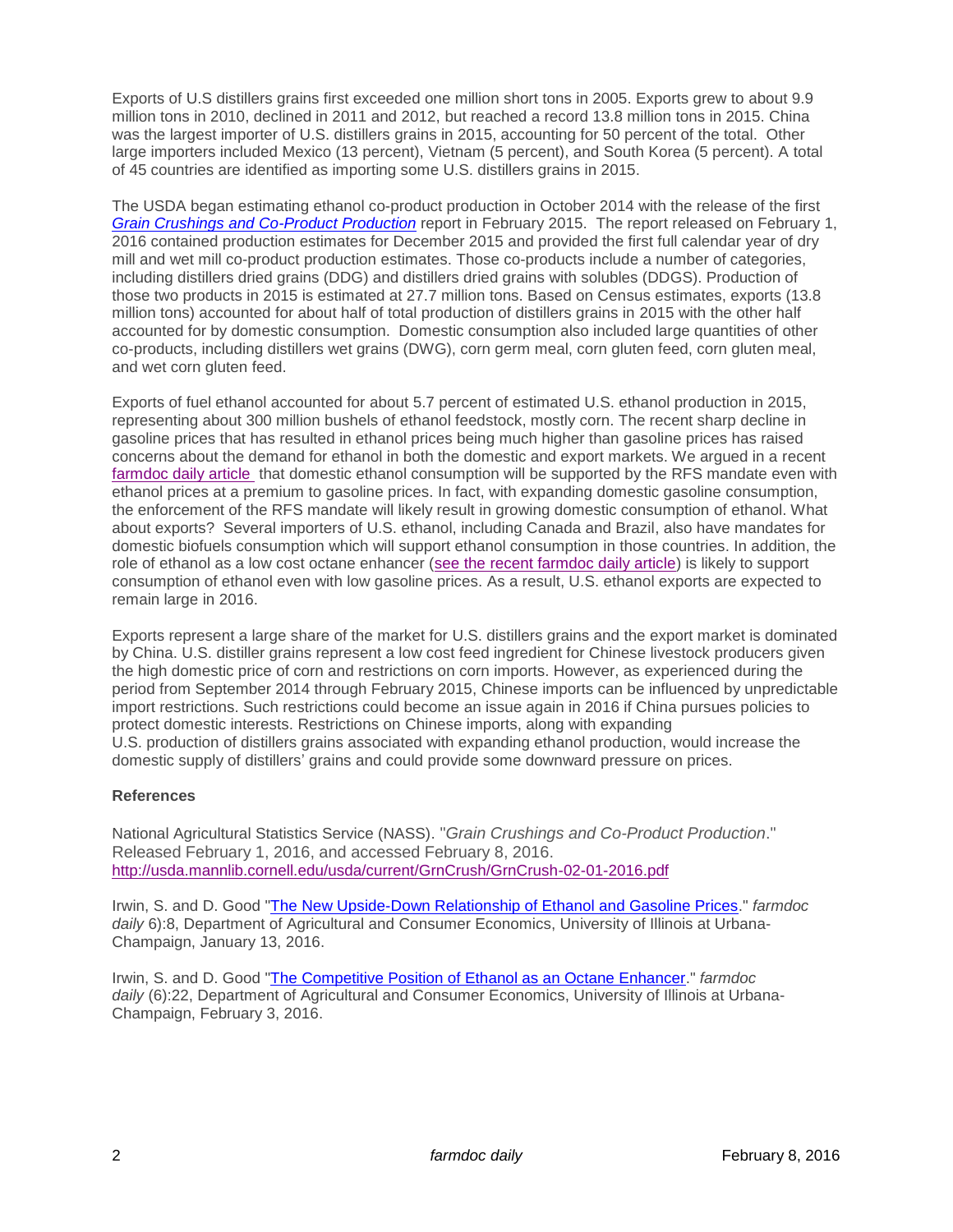Exports of U.S distillers grains first exceeded one million short tons in 2005. Exports grew to about 9.9 million tons in 2010, declined in 2011 and 2012, but reached a record 13.8 million tons in 2015. China was the largest importer of U.S. distillers grains in 2015, accounting for 50 percent of the total. Other large importers included Mexico (13 percent), Vietnam (5 percent), and South Korea (5 percent). A total of 45 countries are identified as importing some U.S. distillers grains in 2015.

The USDA began estimating ethanol co-product production in October 2014 with the release of the first [*Grain Crushings and Co-Product Production*](http://usda.mannlib.cornell.edu/usda/current/GrnCrush/GrnCrush-02-01-2016.pdf) report in February 2015. The report released on February 1, 2016 contained production estimates for December 2015 and provided the first full calendar year of dry mill and wet mill co-product production estimates. Those co-products include a number of categories, including distillers dried grains (DDG) and distillers dried grains with solubles (DDGS). Production of those two products in 2015 is estimated at 27.7 million tons. Based on Census estimates, exports (13.8 million tons) accounted for about half of total production of distillers grains in 2015 with the other half accounted for by domestic consumption. Domestic consumption also included large quantities of other co-products, including distillers wet grains (DWG), corn germ meal, corn gluten feed, corn gluten meal, and wet corn gluten feed.

Exports of fuel ethanol accounted for about 5.7 percent of estimated U.S. ethanol production in 2015, representing about 300 million bushels of ethanol feedstock, mostly corn. The recent sharp decline in gasoline prices that has resulted in ethanol prices being much higher than gasoline prices has raised concerns about the demand for ethanol in both the domestic and export markets. We argued in a recent farmdoc daily article that domestic ethanol consumption will be supported by the RFS mandate even with ethanol prices at a premium to gasoline prices. In fact, with expanding domestic gasoline consumption, the enforcement of the RFS mandate will likely result in growing domestic consumption of ethanol. What about exports? Several importers of U.S. ethanol, including Canada and Brazil, also have mandates for domestic biofuels consumption which will support ethanol consumption in those countries. In addition, the role of ethanol as a low cost octane enhancer (see the recent farmdoc daily article) is likely to support consumption of ethanol even with low gasoline prices. As a result, U.S. ethanol exports are expected to remain large in 2016.

Exports represent a large share of the market for U.S. distillers grains and the export market is dominated by China. U.S. distiller grains represent a low cost feed ingredient for Chinese livestock producers given the high domestic price of corn and restrictions on corn imports. However, as experienced during the period from September 2014 through February 2015, Chinese imports can be influenced by unpredictable import restrictions. Such restrictions could become an issue again in 2016 if China pursues policies to protect domestic interests. Restrictions on Chinese imports, along with expanding U.S. production of distillers grains associated with expanding ethanol production, would increase the domestic supply of distillers' grains and could provide some downward pressure on prices.

**References**

National Agricultural Statistics Service (NASS). "*Grain Crushings and Co-Product Production*." Released February 1, 2016, and accessed February 8, 2016. http://usda.mannlib.cornell.edu/usda/current/GrnCrush/GrnCrush-02-01-2016.pdf

Irwin, S. and D. Good "The New Upside-Down Relationship of Ethanol and Gasoline Prices." *farmdoc daily* 6):8, Department of Agricultural and Consumer Economics, University of Illinois at Urbana-Champaign, January 13, 2016.

Irwin, S. and D. Good "The Competitive Position of Ethanol as an Octane Enhancer." *farmdoc daily* (6):22, Department of Agricultural and Consumer Economics, University of Illinois at Urbana-Champaign, February 3, 2016.